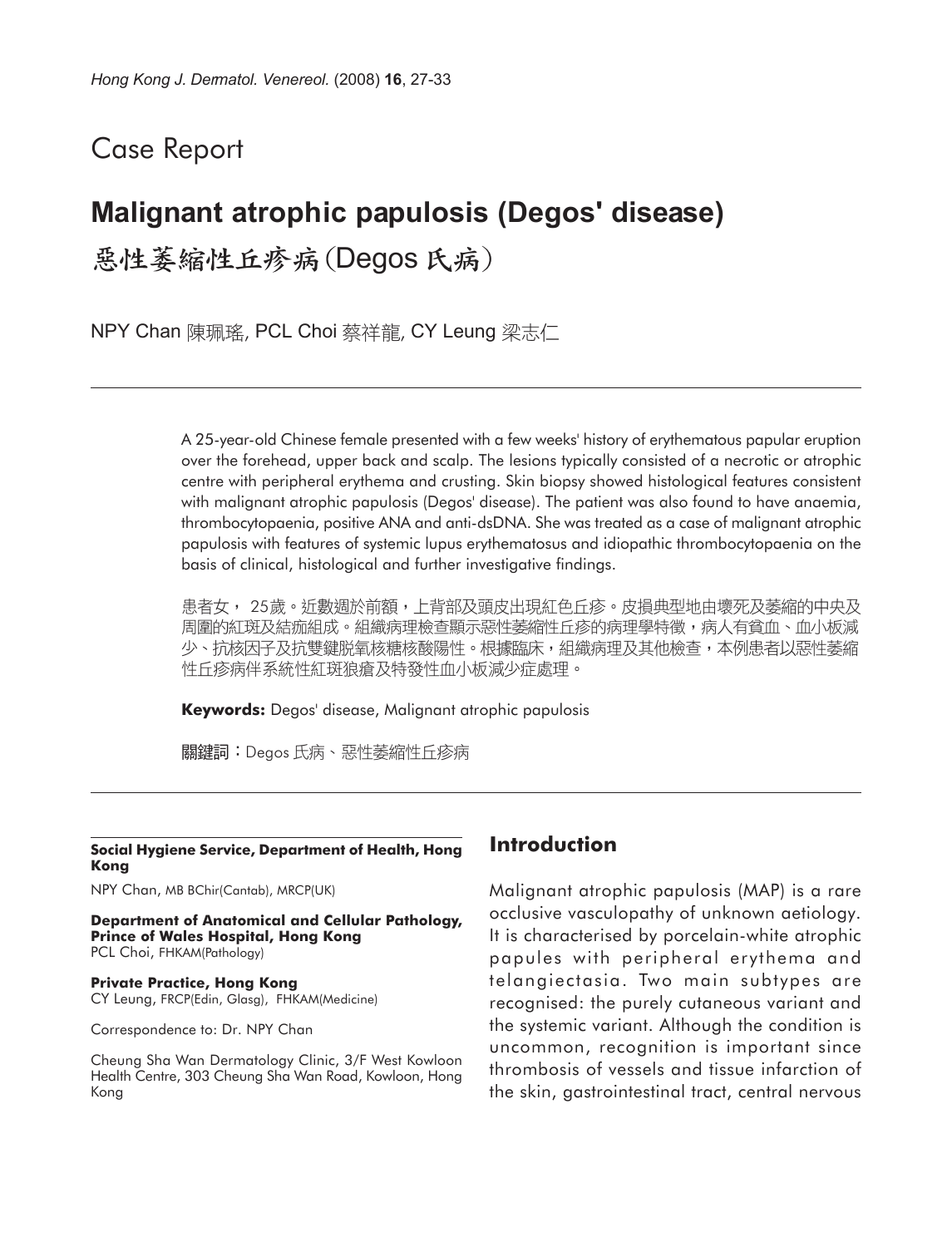Case Report

# Malignant atrophic papulosis (Degos' disease)

# 惡性萎縮性丘疹病(Degos 氏病)

NPY Chan 陳珮瑤, PCL Choi 蔡祥龍, CY Leung 梁志仁

A 25-year-old Chinese female presented with a few weeks' history of erythematous papular eruption over the forehead, upper back and scalp. The lesions typically consisted of a necrotic or atrophic centre with peripheral erythema and crusting. Skin biopsy showed histological features consistent with malignant atrophic papulosis (Degos' disease). The patient was also found to have anaemia, thrombocytopaenia, positive ANA and anti-dsDNA. She was treated as a case of malignant atrophic papulosis with features of systemic lupus erythematosus and idiopathic thrombocytopaenia on the basis of clinical, histological and further investigative findings.

患者女， 25歲。近數週於前額，上背部及頭皮出現紅色丘疹。皮損典型地由壞死及萎縮的中央及周圍的紅斑及結痂組成。組織病理檢查顯示惡性萎縮性丘疹的病理學特徵，病人有貧血、血小板減少、抗核因子及抗雙鏈脫氧核糖核酸陽性。根據臨床，組織病理及其他檢查，本例患者以惡性萎縮性丘疹病伴系統性紅斑狼瘡及特發性血小板減少症處理。

**Keywords:** Degos' disease, Malignant atrophic papulosis

關鍵詞：Degos 氏病、惡性萎縮性丘疹病

**Social Hygiene Service, Department of Health, Hong Kong**

NPY Chan, MB BChir(Cantab), MRCP(UK)

**Department of Anatomical and Cellular Pathology, Prince of Wales Hospital, Hong Kong**
PCL Choi, FHKAM(Pathology)

**Private Practice, Hong Kong**
CY Leung, FRCP(Edin, Glasg), FHKAM(Medicine)

Correspondence to: Dr. NPY Chan

Cheung Sha Wan Dermatology Clinic, 3/F West Kowloon Health Centre, 303 Cheung Sha Wan Road, Kowloon, Hong Kong

## Introduction

Malignant atrophic papulosis (MAP) is a rare occlusive vasculopathy of unknown aetiology. It is characterised by porcelain-white atrophic papules with peripheral erythema and telangiectasia. Two main subtypes are recognised: the purely cutaneous variant and the systemic variant. Although the condition is uncommon, recognition is important since thrombosis of vessels and tissue infarction of the skin, gastrointestinal tract, central nervous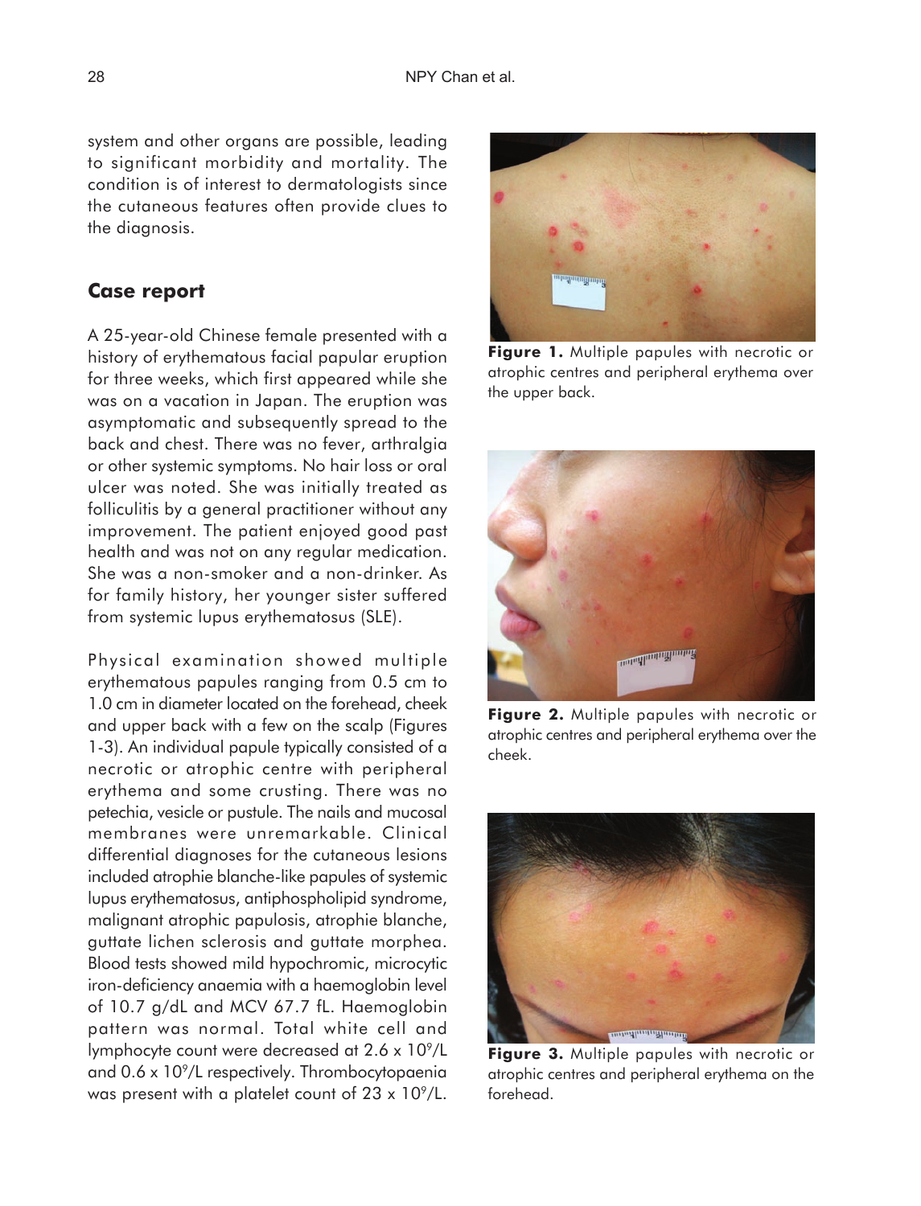system and other organs are possible, leading to significant morbidity and mortality. The condition is of interest to dermatologists since the cutaneous features often provide clues to the diagnosis.

## Case report

A 25-year-old Chinese female presented with a history of erythematous facial papular eruption for three weeks, which first appeared while she was on a vacation in Japan. The eruption was asymptomatic and subsequently spread to the back and chest. There was no fever, arthralgia or other systemic symptoms. No hair loss or oral ulcer was noted. She was initially treated as folliculitis by a general practitioner without any improvement. The patient enjoyed good past health and was not on any regular medication. She was a non-smoker and a non-drinker. As for family history, her younger sister suffered from systemic lupus erythematosus (SLE).

Physical examination showed multiple erythematous papules ranging from 0.5 cm to 1.0 cm in diameter located on the forehead, cheek and upper back with a few on the scalp (Figures 1-3). An individual papule typically consisted of a necrotic or atrophic centre with peripheral erythema and some crusting. There was no petechia, vesicle or pustule. The nails and mucosal membranes were unremarkable. Clinical differential diagnoses for the cutaneous lesions included atrophie blanche-like papules of systemic lupus erythematosus, antiphospholipid syndrome, malignant atrophic papulosis, atrophie blanche, guttate lichen sclerosis and guttate morphea. Blood tests showed mild hypochromic, microcytic iron-deficiency anaemia with a haemoglobin level of 10.7 g/dL and MCV 67.7 fL. Haemoglobin pattern was normal. Total white cell and lymphocyte count were decreased at $2.6 \times 10^9$/L and $0.6 \times 10^9$/L respectively. Thrombocytopaenia was present with a platelet count of $23 \times 10^9$/L.

**Figure 1.** Multiple papules with necrotic or atrophic centres and peripheral erythema over the upper back.

**Figure 2.** Multiple papules with necrotic or atrophic centres and peripheral erythema over the cheek.

**Figure 3.** Multiple papules with necrotic or atrophic centres and peripheral erythema on the forehead.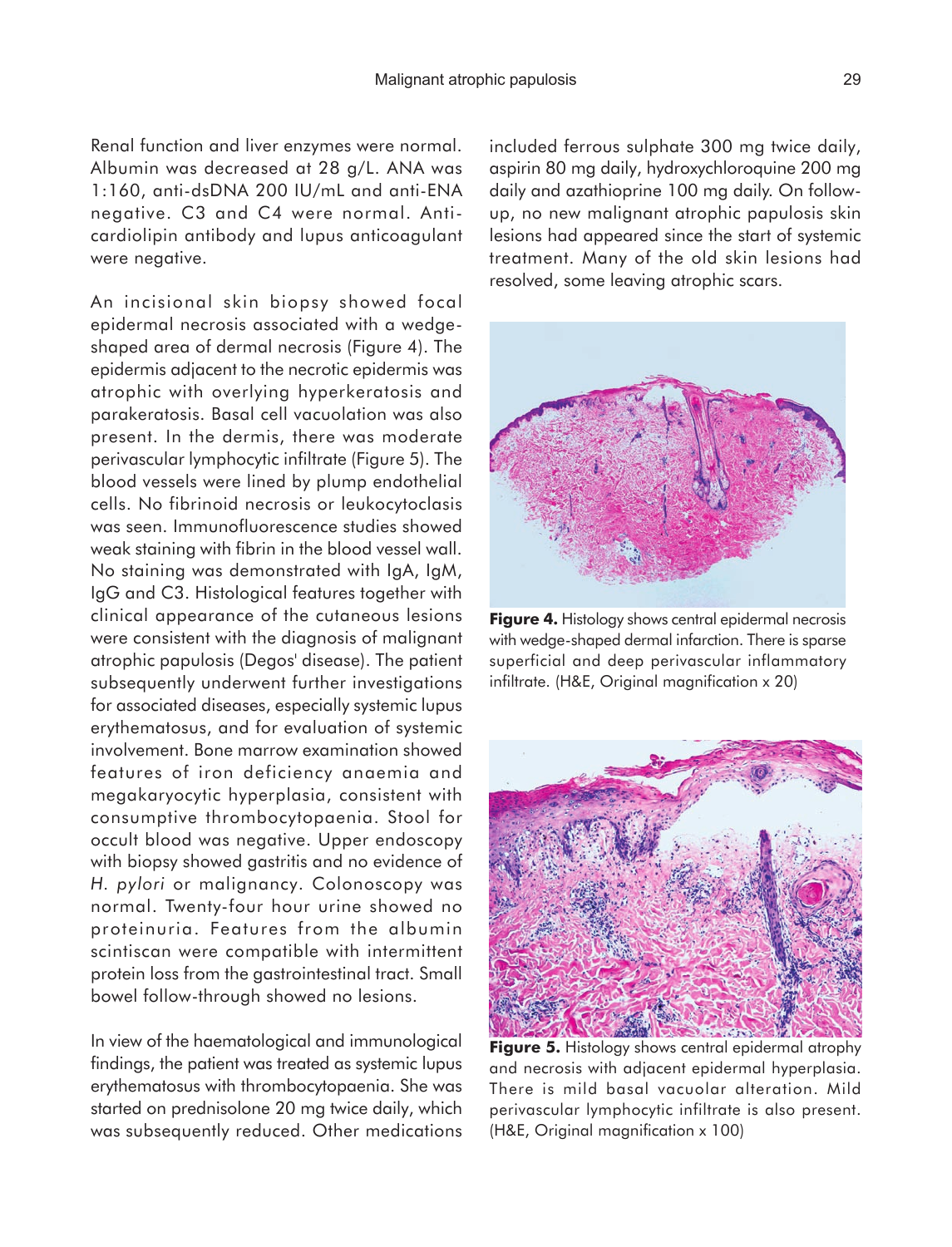Renal function and liver enzymes were normal. Albumin was decreased at 28 g/L. ANA was 1:160, anti-dsDNA 200 IU/mL and anti-ENA negative. C3 and C4 were normal. Anticardiolipin antibody and lupus anticoagulant were negative.

An incisional skin biopsy showed focal epidermal necrosis associated with a wedge-shaped area of dermal necrosis (Figure 4). The epidermis adjacent to the necrotic epidermis was atrophic with overlying hyperkeratosis and parakeratosis. Basal cell vacuolation was also present. In the dermis, there was moderate perivascular lymphocytic infiltrate (Figure 5). The blood vessels were lined by plump endothelial cells. No fibrinoid necrosis or leukocytoclasis was seen. Immunofluorescence studies showed weak staining with fibrin in the blood vessel wall. No staining was demonstrated with IgA, IgM, IgG and C3. Histological features together with clinical appearance of the cutaneous lesions were consistent with the diagnosis of malignant atrophic papulosis (Degos' disease). The patient subsequently underwent further investigations for associated diseases, especially systemic lupus erythematosus, and for evaluation of systemic involvement. Bone marrow examination showed features of iron deficiency anaemia and megakaryocytic hyperplasia, consistent with consumptive thrombocytopaenia. Stool for occult blood was negative. Upper endoscopy with biopsy showed gastritis and no evidence of *H. pylori* or malignancy. Colonoscopy was normal. Twenty-four hour urine showed no proteinuria. Features from the albumin scintiscan were compatible with intermittent protein loss from the gastrointestinal tract. Small bowel follow-through showed no lesions.

In view of the haematological and immunological findings, the patient was treated as systemic lupus erythematosus with thrombocytopaenia. She was started on prednisolone 20 mg twice daily, which was subsequently reduced. Other medications included ferrous sulphate 300 mg twice daily, aspirin 80 mg daily, hydroxychloroquine 200 mg daily and azathioprine 100 mg daily. On follow-up, no new malignant atrophic papulosis skin lesions had appeared since the start of systemic treatment. Many of the old skin lesions had resolved, some leaving atrophic scars.

**Figure 4.** Histology shows central epidermal necrosis with wedge-shaped dermal infarction. There is sparse superficial and deep perivascular inflammatory infiltrate. (H&E, Original magnification x 20)

**Figure 5.** Histology shows central epidermal atrophy and necrosis with adjacent epidermal hyperplasia. There is mild basal vacuolar alteration. Mild perivascular lymphocytic infiltrate is also present. (H&E, Original magnification x 100)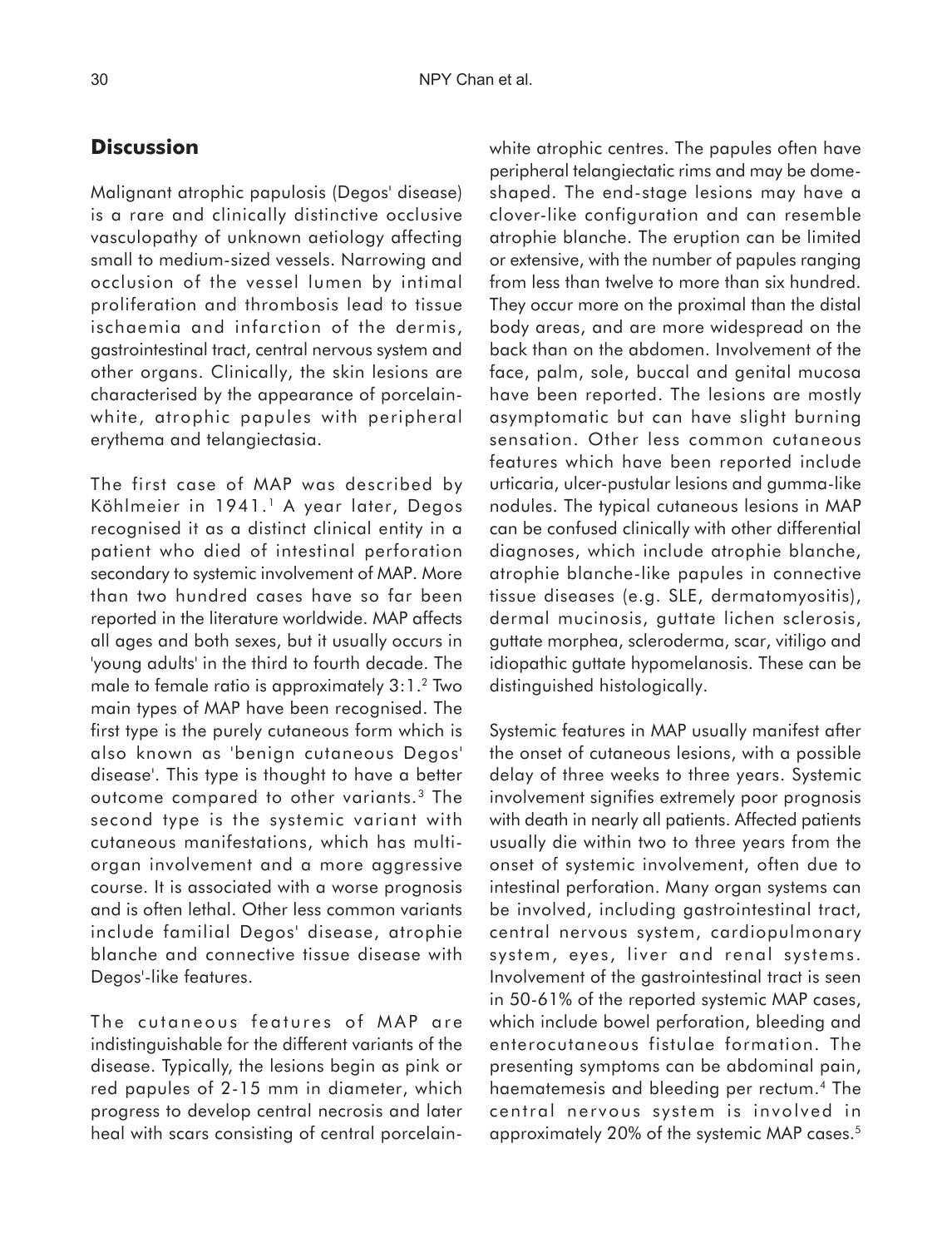## Discussion

Malignant atrophic papulosis (Degos' disease) is a rare and clinically distinctive occlusive vasculopathy of unknown aetiology affecting small to medium-sized vessels. Narrowing and occlusion of the vessel lumen by intimal proliferation and thrombosis lead to tissue ischaemia and infarction of the dermis, gastrointestinal tract, central nervous system and other organs. Clinically, the skin lesions are characterised by the appearance of porcelain-white, atrophic papules with peripheral erythema and telangiectasia.

The first case of MAP was described by Köhlmeier in 1941.[1] A year later, Degos recognised it as a distinct clinical entity in a patient who died of intestinal perforation secondary to systemic involvement of MAP. More than two hundred cases have so far been reported in the literature worldwide. MAP affects all ages and both sexes, but it usually occurs in 'young adults' in the third to fourth decade. The male to female ratio is approximately 3:1.[2] Two main types of MAP have been recognised. The first type is the purely cutaneous form which is also known as 'benign cutaneous Degos' disease'. This type is thought to have a better outcome compared to other variants.[3] The second type is the systemic variant with cutaneous manifestations, which has multi-organ involvement and a more aggressive course. It is associated with a worse prognosis and is often lethal. Other less common variants include familial Degos' disease, atrophie blanche and connective tissue disease with Degos'-like features.

The cutaneous features of MAP are indistinguishable for the different variants of the disease. Typically, the lesions begin as pink or red papules of 2-15 mm in diameter, which progress to develop central necrosis and later heal with scars consisting of central porcelain-white atrophic centres. The papules often have peripheral telangiectatic rims and may be dome-shaped. The end-stage lesions may have a clover-like configuration and can resemble atrophie blanche. The eruption can be limited or extensive, with the number of papules ranging from less than twelve to more than six hundred. They occur more on the proximal than the distal body areas, and are more widespread on the back than on the abdomen. Involvement of the face, palm, sole, buccal and genital mucosa have been reported. The lesions are mostly asymptomatic but can have slight burning sensation. Other less common cutaneous features which have been reported include urticaria, ulcer-pustular lesions and gumma-like nodules. The typical cutaneous lesions in MAP can be confused clinically with other differential diagnoses, which include atrophie blanche, atrophie blanche-like papules in connective tissue diseases (e.g. SLE, dermatomyositis), dermal mucinosis, guttate lichen sclerosis, guttate morphea, scleroderma, scar, vitiligo and idiopathic guttate hypomelanosis. These can be distinguished histologically.

Systemic features in MAP usually manifest after the onset of cutaneous lesions, with a possible delay of three weeks to three years. Systemic involvement signifies extremely poor prognosis with death in nearly all patients. Affected patients usually die within two to three years from the onset of systemic involvement, often due to intestinal perforation. Many organ systems can be involved, including gastrointestinal tract, central nervous system, cardiopulmonary system, eyes, liver and renal systems. Involvement of the gastrointestinal tract is seen in 50-61% of the reported systemic MAP cases, which include bowel perforation, bleeding and enterocutaneous fistulae formation. The presenting symptoms can be abdominal pain, haematemesis and bleeding per rectum.[4] The central nervous system is involved in approximately 20% of the systemic MAP cases.[5]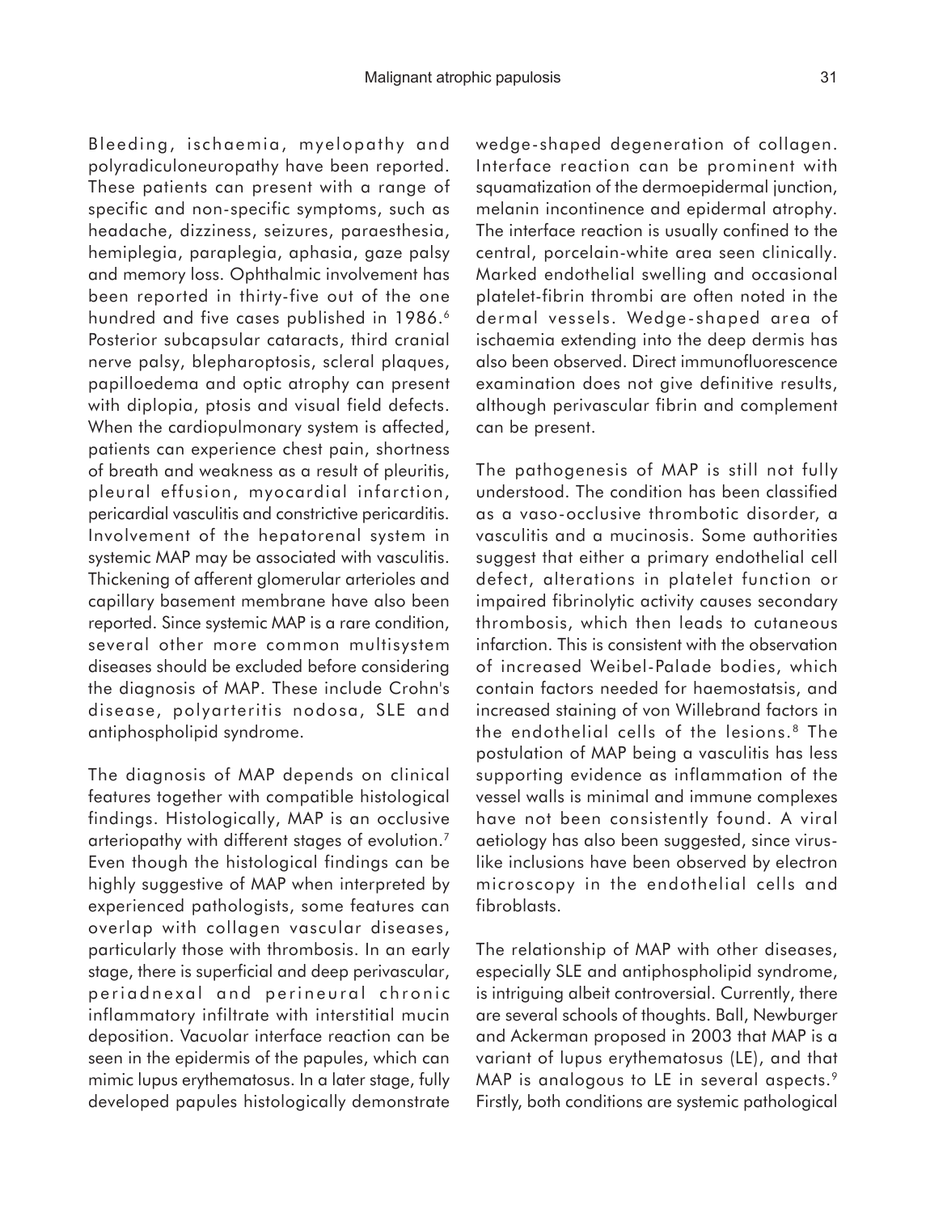Bleeding, ischaemia, myelopathy and polyradiculoneuropathy have been reported. These patients can present with a range of specific and non-specific symptoms, such as headache, dizziness, seizures, paraesthesia, hemiplegia, paraplegia, aphasia, gaze palsy and memory loss. Ophthalmic involvement has been reported in thirty-five out of the one hundred and five cases published in 1986.[6] Posterior subcapsular cataracts, third cranial nerve palsy, blepharoptosis, scleral plaques, papilloedema and optic atrophy can present with diplopia, ptosis and visual field defects. When the cardiopulmonary system is affected, patients can experience chest pain, shortness of breath and weakness as a result of pleuritis, pleural effusion, myocardial infarction, pericardial vasculitis and constrictive pericarditis. Involvement of the hepatorenal system in systemic MAP may be associated with vasculitis. Thickening of afferent glomerular arterioles and capillary basement membrane have also been reported. Since systemic MAP is a rare condition, several other more common multisystem diseases should be excluded before considering the diagnosis of MAP. These include Crohn's disease, polyarteritis nodosa, SLE and antiphospholipid syndrome.

The diagnosis of MAP depends on clinical features together with compatible histological findings. Histologically, MAP is an occlusive arteriopathy with different stages of evolution.[7] Even though the histological findings can be highly suggestive of MAP when interpreted by experienced pathologists, some features can overlap with collagen vascular diseases, particularly those with thrombosis. In an early stage, there is superficial and deep perivascular, periadnexal and perineural chronic inflammatory infiltrate with interstitial mucin deposition. Vacuolar interface reaction can be seen in the epidermis of the papules, which can mimic lupus erythematosus. In a later stage, fully developed papules histologically demonstrate wedge-shaped degeneration of collagen. Interface reaction can be prominent with squamatization of the dermoepidermal junction, melanin incontinence and epidermal atrophy. The interface reaction is usually confined to the central, porcelain-white area seen clinically. Marked endothelial swelling and occasional platelet-fibrin thrombi are often noted in the dermal vessels. Wedge-shaped area of ischaemia extending into the deep dermis has also been observed. Direct immunofluorescence examination does not give definitive results, although perivascular fibrin and complement can be present.

The pathogenesis of MAP is still not fully understood. The condition has been classified as a vaso-occlusive thrombotic disorder, a vasculitis and a mucinosis. Some authorities suggest that either a primary endothelial cell defect, alterations in platelet function or impaired fibrinolytic activity causes secondary thrombosis, which then leads to cutaneous infarction. This is consistent with the observation of increased Weibel-Palade bodies, which contain factors needed for haemostatsis, and increased staining of von Willebrand factors in the endothelial cells of the lesions.[8] The postulation of MAP being a vasculitis has less supporting evidence as inflammation of the vessel walls is minimal and immune complexes have not been consistently found. A viral aetiology has also been suggested, since virus-like inclusions have been observed by electron microscopy in the endothelial cells and fibroblasts.

The relationship of MAP with other diseases, especially SLE and antiphospholipid syndrome, is intriguing albeit controversial. Currently, there are several schools of thoughts. Ball, Newburger and Ackerman proposed in 2003 that MAP is a variant of lupus erythematosus (LE), and that MAP is analogous to LE in several aspects.[9] Firstly, both conditions are systemic pathological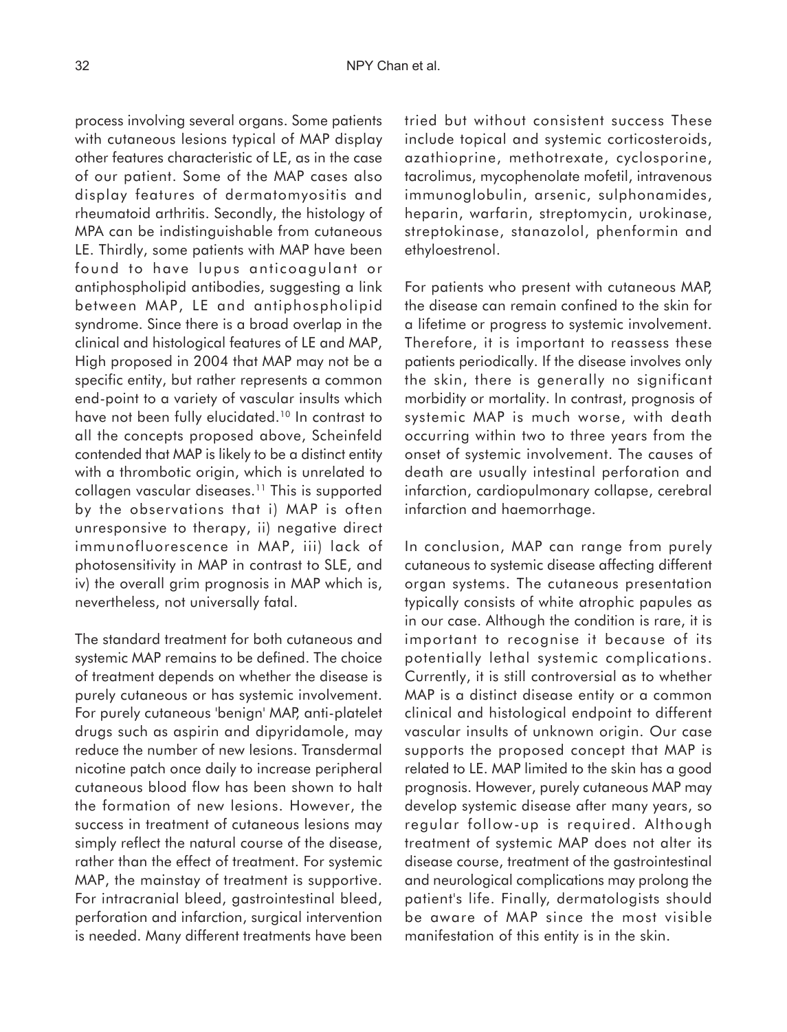process involving several organs. Some patients with cutaneous lesions typical of MAP display other features characteristic of LE, as in the case of our patient. Some of the MAP cases also display features of dermatomyositis and rheumatoid arthritis. Secondly, the histology of MPA can be indistinguishable from cutaneous LE. Thirdly, some patients with MAP have been found to have lupus anticoagulant or antiphospholipid antibodies, suggesting a link between MAP, LE and antiphospholipid syndrome. Since there is a broad overlap in the clinical and histological features of LE and MAP, High proposed in 2004 that MAP may not be a specific entity, but rather represents a common end-point to a variety of vascular insults which have not been fully elucidated.[10] In contrast to all the concepts proposed above, Scheinfeld contended that MAP is likely to be a distinct entity with a thrombotic origin, which is unrelated to collagen vascular diseases.[11] This is supported by the observations that i) MAP is often unresponsive to therapy, ii) negative direct immunofluorescence in MAP, iii) lack of photosensitivity in MAP in contrast to SLE, and iv) the overall grim prognosis in MAP which is, nevertheless, not universally fatal.

The standard treatment for both cutaneous and systemic MAP remains to be defined. The choice of treatment depends on whether the disease is purely cutaneous or has systemic involvement. For purely cutaneous 'benign' MAP, anti-platelet drugs such as aspirin and dipyridamole, may reduce the number of new lesions. Transdermal nicotine patch once daily to increase peripheral cutaneous blood flow has been shown to halt the formation of new lesions. However, the success in treatment of cutaneous lesions may simply reflect the natural course of the disease, rather than the effect of treatment. For systemic MAP, the mainstay of treatment is supportive. For intracranial bleed, gastrointestinal bleed, perforation and infarction, surgical intervention is needed. Many different treatments have been tried but without consistent success These include topical and systemic corticosteroids, azathioprine, methotrexate, cyclosporine, tacrolimus, mycophenolate mofetil, intravenous immunoglobulin, arsenic, sulphonamides, heparin, warfarin, streptomycin, urokinase, streptokinase, stanazolol, phenformin and ethyloestrenol.

For patients who present with cutaneous MAP, the disease can remain confined to the skin for a lifetime or progress to systemic involvement. Therefore, it is important to reassess these patients periodically. If the disease involves only the skin, there is generally no significant morbidity or mortality. In contrast, prognosis of systemic MAP is much worse, with death occurring within two to three years from the onset of systemic involvement. The causes of death are usually intestinal perforation and infarction, cardiopulmonary collapse, cerebral infarction and haemorrhage.

In conclusion, MAP can range from purely cutaneous to systemic disease affecting different organ systems. The cutaneous presentation typically consists of white atrophic papules as in our case. Although the condition is rare, it is important to recognise it because of its potentially lethal systemic complications. Currently, it is still controversial as to whether MAP is a distinct disease entity or a common clinical and histological endpoint to different vascular insults of unknown origin. Our case supports the proposed concept that MAP is related to LE. MAP limited to the skin has a good prognosis. However, purely cutaneous MAP may develop systemic disease after many years, so regular follow-up is required. Although treatment of systemic MAP does not alter its disease course, treatment of the gastrointestinal and neurological complications may prolong the patient's life. Finally, dermatologists should be aware of MAP since the most visible manifestation of this entity is in the skin.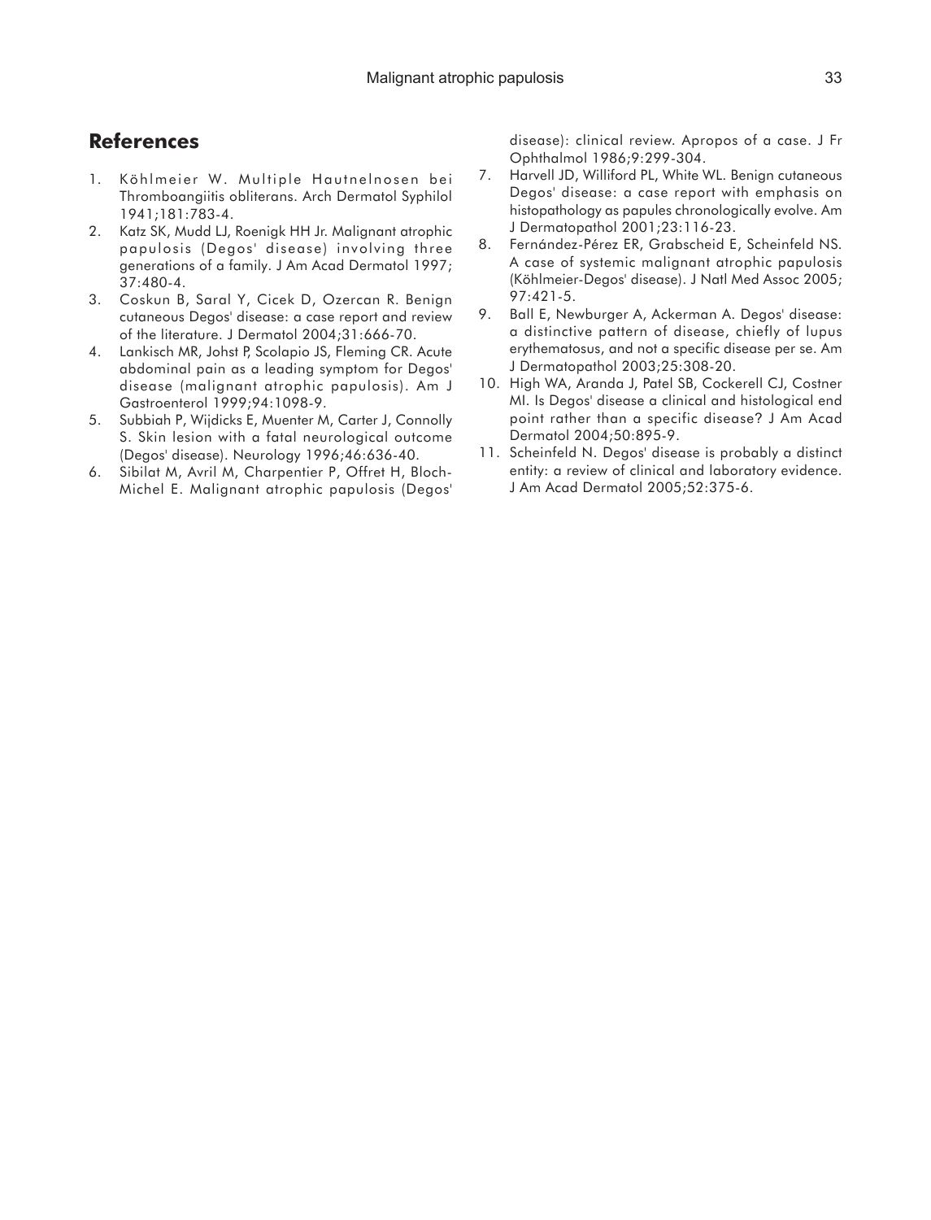## References

1. Köhlmeier W. Multiple Hautnelnosen bei Thromboangiitis obliterans. Arch Dermatol Syphilol 1941;181:783-4.
2. Katz SK, Mudd LJ, Roenigk HH Jr. Malignant atrophic papulosis (Degos' disease) involving three generations of a family. J Am Acad Dermatol 1997; 37:480-4.
3. Coskun B, Saral Y, Cicek D, Ozercan R. Benign cutaneous Degos' disease: a case report and review of the literature. J Dermatol 2004;31:666-70.
4. Lankisch MR, Johst P, Scolapio JS, Fleming CR. Acute abdominal pain as a leading symptom for Degos' disease (malignant atrophic papulosis). Am J Gastroenterol 1999;94:1098-9.
5. Subbiah P, Wijdicks E, Muenter M, Carter J, Connolly S. Skin lesion with a fatal neurological outcome (Degos' disease). Neurology 1996;46:636-40.
6. Sibilat M, Avril M, Charpentier P, Offret H, Bloch-Michel E. Malignant atrophic papulosis (Degos' disease): clinical review. Apropos of a case. J Fr Ophthalmol 1986;9:299-304.
7. Harvell JD, Williford PL, White WL. Benign cutaneous Degos' disease: a case report with emphasis on histopathology as papules chronologically evolve. Am J Dermatopathol 2001;23:116-23.
8. Fernández-Pérez ER, Grabscheid E, Scheinfeld NS. A case of systemic malignant atrophic papulosis (Köhlmeier-Degos' disease). J Natl Med Assoc 2005; 97:421-5.
9. Ball E, Newburger A, Ackerman A. Degos' disease: a distinctive pattern of disease, chiefly of lupus erythematosus, and not a specific disease per se. Am J Dermatopathol 2003;25:308-20.
10. High WA, Aranda J, Patel SB, Cockerell CJ, Costner MI. Is Degos' disease a clinical and histological end point rather than a specific disease? J Am Acad Dermatol 2004;50:895-9.
11. Scheinfeld N. Degos' disease is probably a distinct entity: a review of clinical and laboratory evidence. J Am Acad Dermatol 2005;52:375-6.